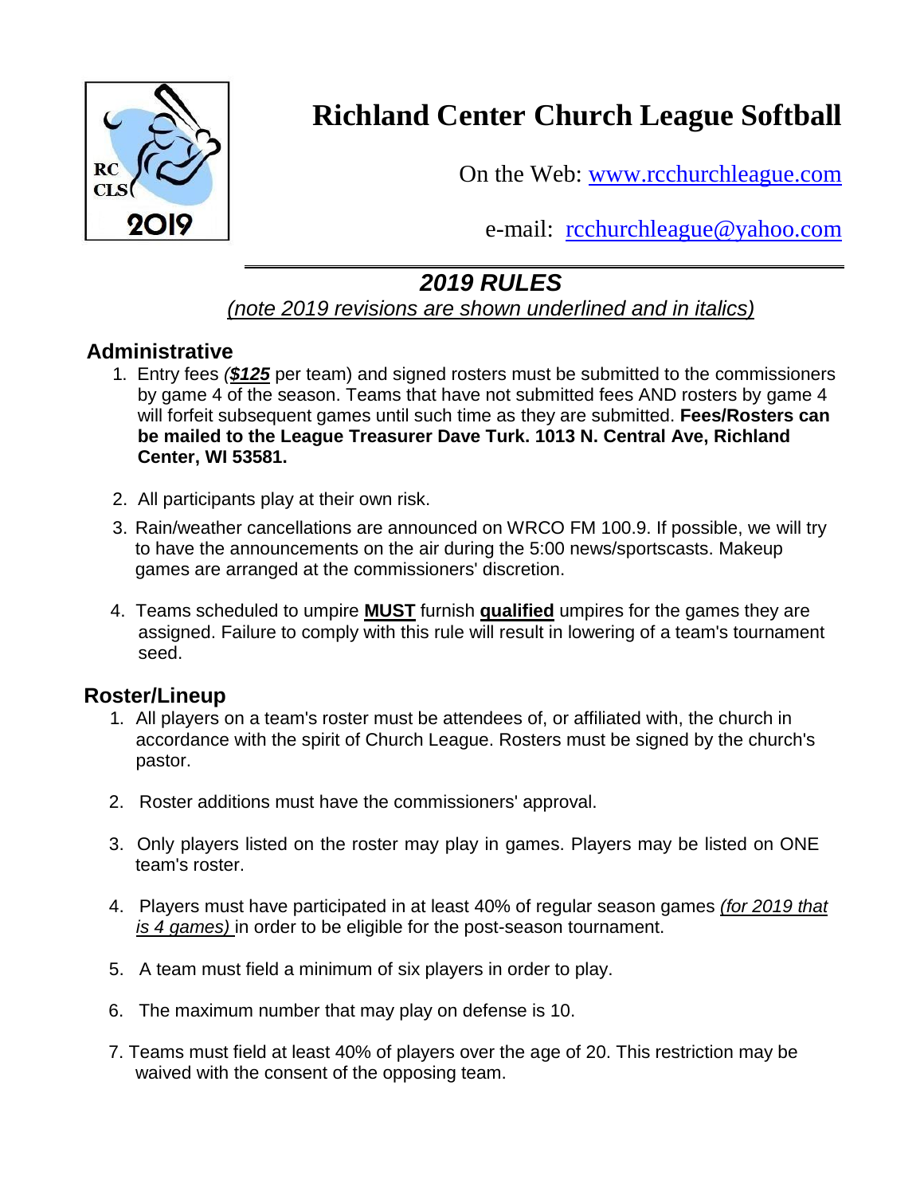# Richland Center Church League Softball

On the Web: [www.rcchurchleague.com](http://www.rcchurchleague.com)

e-mail: [rcchurchleague@yahoo.com](mailto:rcchurchleague@yahoo.com)

## *2019 RULES*

*(note 2019 revisions are shown underlined and in italics)*

### Administrative

1. Entry fees ***($125*** per team) and signed rosters must be submitted to the commissioners by game 4 of the season. Teams that have not submitted fees AND rosters by game 4 will forfeit subsequent games until such time as they are submitted. **Fees/Rosters can be mailed to the League Treasurer Dave Turk. 1013 N. Central Ave, Richland Center, WI 53581.**

2. All participants play at their own risk.

3. Rain/weather cancellations are announced on WRCO FM 100.9. If possible, we will try to have the announcements on the air during the 5:00 news/sportscasts. Makeup games are arranged at the commissioners' discretion.

4. Teams scheduled to umpire **MUST** furnish **qualified** umpires for the games they are assigned. Failure to comply with this rule will result in lowering of a team's tournament seed.

### Roster/Lineup

1. All players on a team's roster must be attendees of, or affiliated with, the church in accordance with the spirit of Church League. Rosters must be signed by the church's pastor.

2. Roster additions must have the commissioners' approval.

3. Only players listed on the roster may play in games. Players may be listed on ONE team's roster.

4. Players must have participated in at least 40% of regular season games *(for 2019 that is 4 games)* in order to be eligible for the post-season tournament.

5. A team must field a minimum of six players in order to play.

6. The maximum number that may play on defense is 10.

7. Teams must field at least 40% of players over the age of 20. This restriction may be waived with the consent of the opposing team.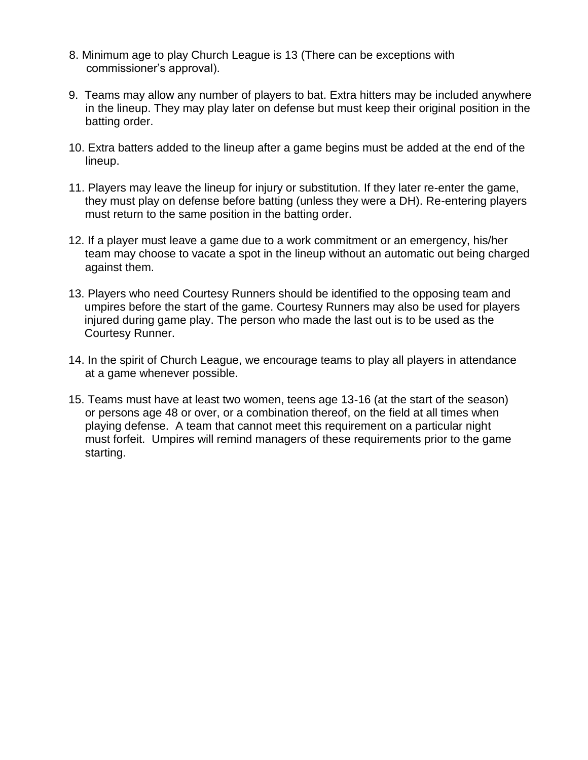8. Minimum age to play Church League is 13 (There can be exceptions with commissioner's approval).

9. Teams may allow any number of players to bat. Extra hitters may be included anywhere in the lineup. They may play later on defense but must keep their original position in the batting order.

10. Extra batters added to the lineup after a game begins must be added at the end of the lineup.

11. Players may leave the lineup for injury or substitution. If they later re-enter the game, they must play on defense before batting (unless they were a DH). Re-entering players must return to the same position in the batting order.

12. If a player must leave a game due to a work commitment or an emergency, his/her team may choose to vacate a spot in the lineup without an automatic out being charged against them.

13. Players who need Courtesy Runners should be identified to the opposing team and umpires before the start of the game. Courtesy Runners may also be used for players injured during game play. The person who made the last out is to be used as the Courtesy Runner.

14. In the spirit of Church League, we encourage teams to play all players in attendance at a game whenever possible.

15. Teams must have at least two women, teens age 13-16 (at the start of the season) or persons age 48 or over, or a combination thereof, on the field at all times when playing defense. A team that cannot meet this requirement on a particular night must forfeit. Umpires will remind managers of these requirements prior to the game starting.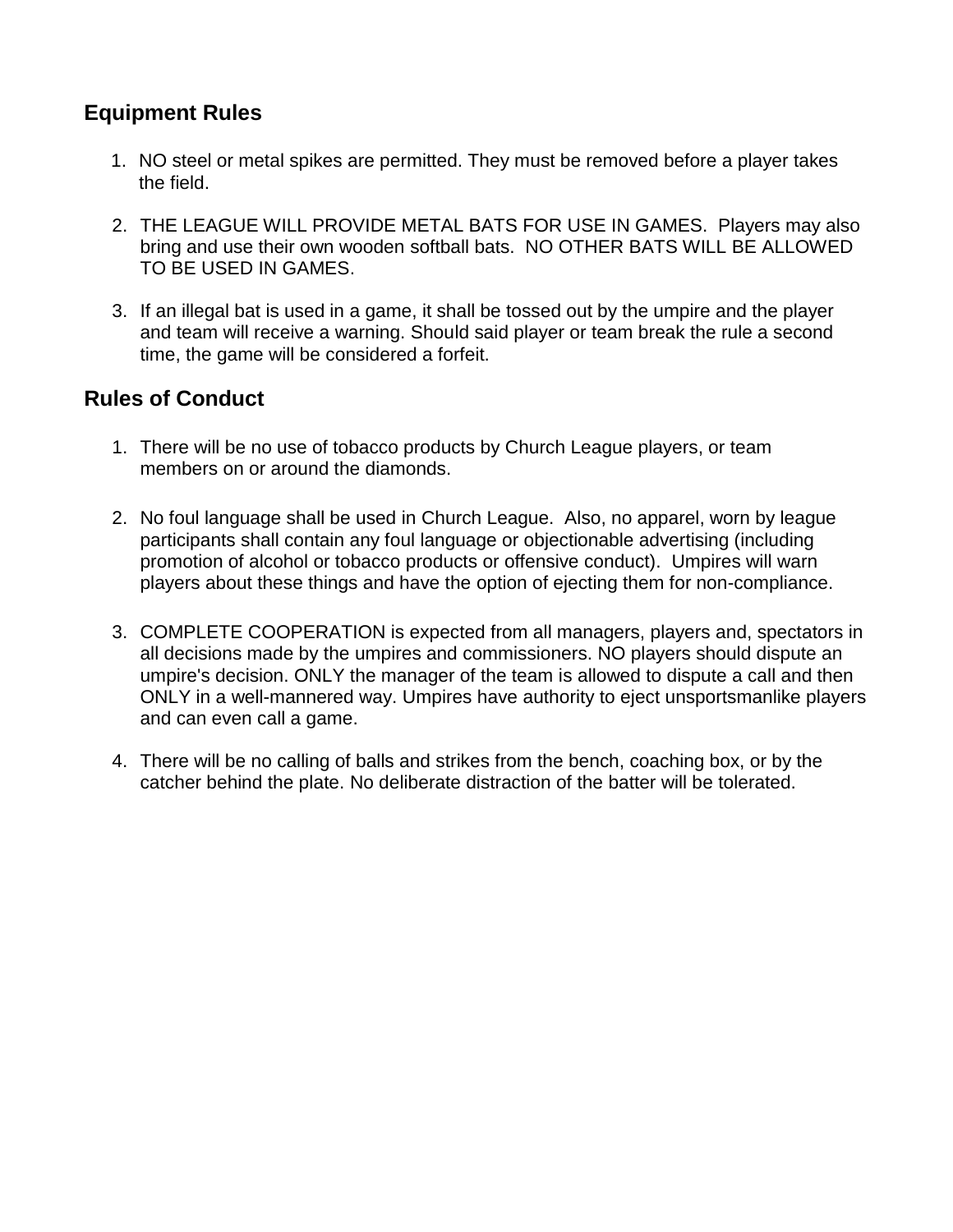## Equipment Rules

1. NO steel or metal spikes are permitted. They must be removed before a player takes the field.

2. THE LEAGUE WILL PROVIDE METAL BATS FOR USE IN GAMES. Players may also bring and use their own wooden softball bats. NO OTHER BATS WILL BE ALLOWED TO BE USED IN GAMES.

3. If an illegal bat is used in a game, it shall be tossed out by the umpire and the player and team will receive a warning. Should said player or team break the rule a second time, the game will be considered a forfeit.

## Rules of Conduct

1. There will be no use of tobacco products by Church League players, or team members on or around the diamonds.

2. No foul language shall be used in Church League. Also, no apparel, worn by league participants shall contain any foul language or objectionable advertising (including promotion of alcohol or tobacco products or offensive conduct). Umpires will warn players about these things and have the option of ejecting them for non-compliance.

3. COMPLETE COOPERATION is expected from all managers, players and, spectators in all decisions made by the umpires and commissioners. NO players should dispute an umpire's decision. ONLY the manager of the team is allowed to dispute a call and then ONLY in a well-mannered way. Umpires have authority to eject unsportsmanlike players and can even call a game.

4. There will be no calling of balls and strikes from the bench, coaching box, or by the catcher behind the plate. No deliberate distraction of the batter will be tolerated.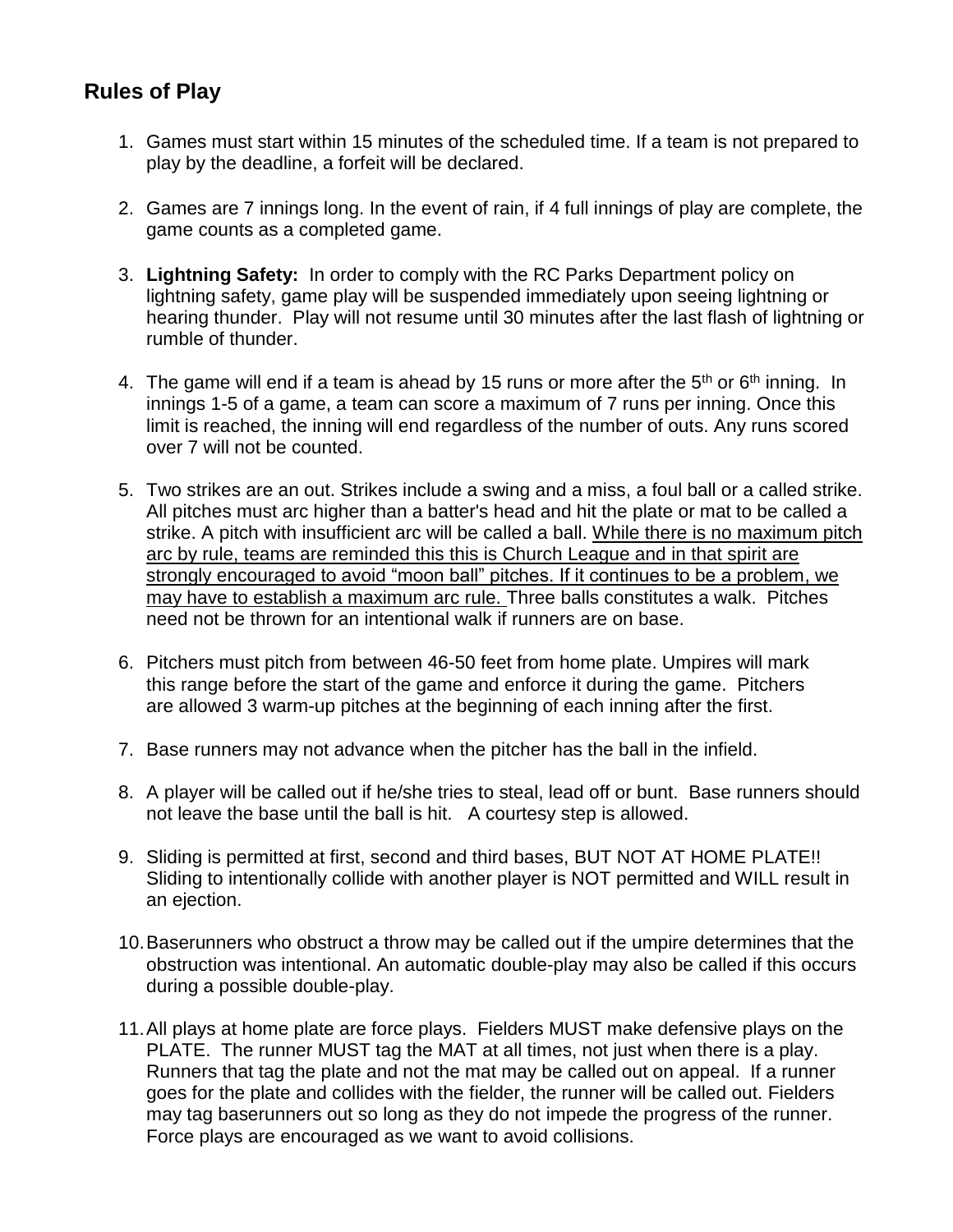## Rules of Play

1. Games must start within 15 minutes of the scheduled time. If a team is not prepared to play by the deadline, a forfeit will be declared.

2. Games are 7 innings long. In the event of rain, if 4 full innings of play are complete, the game counts as a completed game.

3. **Lightning Safety:** In order to comply with the RC Parks Department policy on lightning safety, game play will be suspended immediately upon seeing lightning or hearing thunder. Play will not resume until 30 minutes after the last flash of lightning or rumble of thunder.

4. The game will end if a team is ahead by 15 runs or more after the 5th or 6th inning. In innings 1-5 of a game, a team can score a maximum of 7 runs per inning. Once this limit is reached, the inning will end regardless of the number of outs. Any runs scored over 7 will not be counted.

5. Two strikes are an out. Strikes include a swing and a miss, a foul ball or a called strike. All pitches must arc higher than a batter's head and hit the plate or mat to be called a strike. A pitch with insufficient arc will be called a ball. <u>While there is no maximum pitch arc by rule, teams are reminded this this is Church League and in that spirit are strongly encouraged to avoid "moon ball" pitches. If it continues to be a problem, we may have to establish a maximum arc rule.</u> Three balls constitutes a walk. Pitches need not be thrown for an intentional walk if runners are on base.

6. Pitchers must pitch from between 46-50 feet from home plate. Umpires will mark this range before the start of the game and enforce it during the game. Pitchers are allowed 3 warm-up pitches at the beginning of each inning after the first.

7. Base runners may not advance when the pitcher has the ball in the infield.

8. A player will be called out if he/she tries to steal, lead off or bunt. Base runners should not leave the base until the ball is hit. A courtesy step is allowed.

9. Sliding is permitted at first, second and third bases, BUT NOT AT HOME PLATE!! Sliding to intentionally collide with another player is NOT permitted and WILL result in an ejection.

10. Baserunners who obstruct a throw may be called out if the umpire determines that the obstruction was intentional. An automatic double-play may also be called if this occurs during a possible double-play.

11. All plays at home plate are force plays. Fielders MUST make defensive plays on the PLATE. The runner MUST tag the MAT at all times, not just when there is a play. Runners that tag the plate and not the mat may be called out on appeal. If a runner goes for the plate and collides with the fielder, the runner will be called out. Fielders may tag baserunners out so long as they do not impede the progress of the runner. Force plays are encouraged as we want to avoid collisions.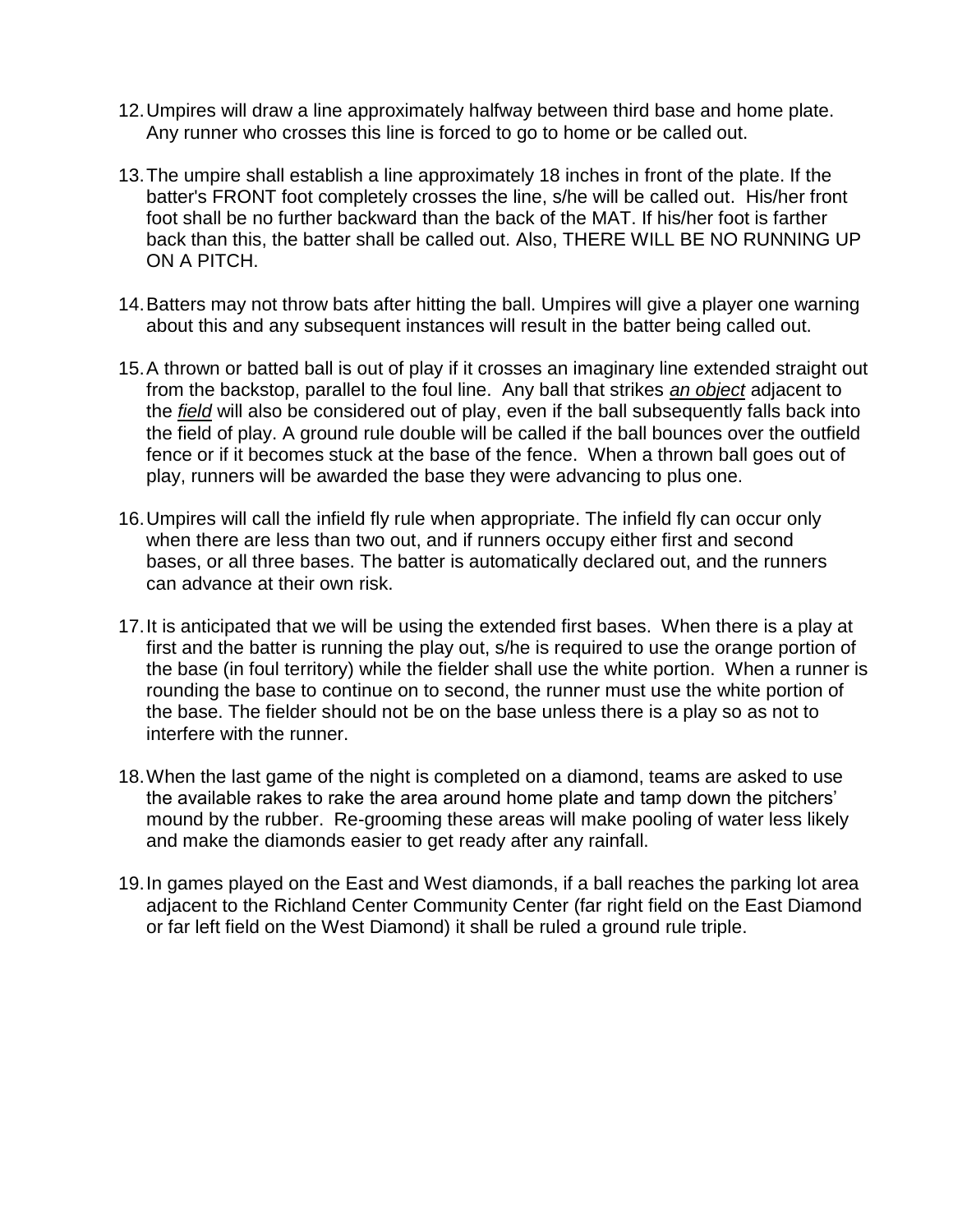12. Umpires will draw a line approximately halfway between third base and home plate. Any runner who crosses this line is forced to go to home or be called out.

13. The umpire shall establish a line approximately 18 inches in front of the plate. If the batter's FRONT foot completely crosses the line, s/he will be called out. His/her front foot shall be no further backward than the back of the MAT. If his/her foot is farther back than this, the batter shall be called out. Also, THERE WILL BE NO RUNNING UP ON A PITCH.

14. Batters may not throw bats after hitting the ball. Umpires will give a player one warning about this and any subsequent instances will result in the batter being called out.

15. A thrown or batted ball is out of play if it crosses an imaginary line extended straight out from the backstop, parallel to the foul line. Any ball that strikes <u>*an object*</u> adjacent to the <u>*field*</u> will also be considered out of play, even if the ball subsequently falls back into the field of play. A ground rule double will be called if the ball bounces over the outfield fence or if it becomes stuck at the base of the fence. When a thrown ball goes out of play, runners will be awarded the base they were advancing to plus one.

16. Umpires will call the infield fly rule when appropriate. The infield fly can occur only when there are less than two out, and if runners occupy either first and second bases, or all three bases. The batter is automatically declared out, and the runners can advance at their own risk.

17. It is anticipated that we will be using the extended first bases. When there is a play at first and the batter is running the play out, s/he is required to use the orange portion of the base (in foul territory) while the fielder shall use the white portion. When a runner is rounding the base to continue on to second, the runner must use the white portion of the base. The fielder should not be on the base unless there is a play so as not to interfere with the runner.

18. When the last game of the night is completed on a diamond, teams are asked to use the available rakes to rake the area around home plate and tamp down the pitchers' mound by the rubber. Re-grooming these areas will make pooling of water less likely and make the diamonds easier to get ready after any rainfall.

19. In games played on the East and West diamonds, if a ball reaches the parking lot area adjacent to the Richland Center Community Center (far right field on the East Diamond or far left field on the West Diamond) it shall be ruled a ground rule triple.